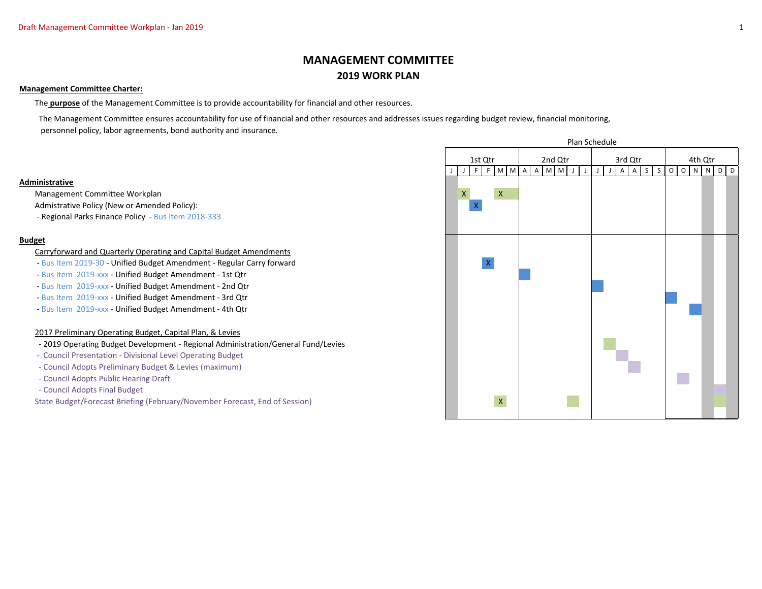# MANAGEMENT COMMITTEE

## 2019 WORK PLAN

**Management Committee Charter:**

The **purpose** of the Management Committee is to provide accountability for financial and other resources.

The Management Committee ensures accountability for use of financial and other resources and addresses issues regarding budget review, financial monitoring, personnel policy, labor agreements, bond authority and insurance.

Plan Schedule

| Item | 1st Qtr J | J | F | F | M | M | 2nd Qtr A | A | M | M | J | J | 3rd Qtr J | J | A | A | S | S | 4th Qtr O | O | N | N | D | D |
|---|---|---|---|---|---|---|---|---|---|---|---|---|---|---|---|---|---|---|---|---|---|---|---|---|
| **Administrative** | | | | | | | | | | | | | | | | | | | | | | | | |
| Management Committee Workplan | | X | | | X | | | | | | | | | | | | | | | | | | | |
| Admistrative Policy (New or Amended Policy): | | | X | | | | | | | | | | | | | | | | | | | | | |
| - Regional Parks Finance Policy - Bus Item 2018-333 | | | | | | | | | | | | | | | | | | | | | | | | |
| **Budget** | | | | | | | | | | | | | | | | | | | | | | | | |
| Carryforward and Quarterly Operating and Capital Budget Amendments | | | | | | | | | | | | | | | | | | | | | | | | |
| - Bus Item 2019-30 - Unified Budget Amendment - Regular Carry forward | | | | X | | | | | | | | | | | | | | | | | | | | |
| - Bus Item 2019-xxx - Unified Budget Amendment - 1st Qtr | | | | | | | ■ | | | | | | | | | | | | | | | | | |
| - Bus Item 2019-xxx - Unified Budget Amendment - 2nd Qtr | | | | | | | | | | | | | ■ | | | | | | | | | | | |
| - Bus Item 2019-xxx - Unified Budget Amendment - 3rd Qtr | | | | | | | | | | | | | | | | | | | ■ | | | | | |
| - Bus Item 2019-xxx - Unified Budget Amendment - 4th Qtr | | | | | | | | | | | | | | | | | | | | | ■ | | | |
| 2017 Preliminary Operating Budget, Capital Plan, & Levies | | | | | | | | | | | | | | | | | | | | | | | | |
| - 2019 Operating Budget Development - Regional Administration/General Fund/Levies | | | | | | | | | | | | | | ■ | | | | | | | | | | |
| - Council Presentation - Divisional Level Operating Budget | | | | | | | | | | | | | | | ■ | | | | | | | | | |
| - Council Adopts Preliminary Budget & Levies (maximum) | | | | | | | | | | | | | | | | ■ | | | | | | | | |
| - Council Adopts Public Hearing Draft | | | | | | | | | | | | | | | | | | | | ■ | | | | |
| - Council Adopts Final Budget | | | | | | | | | | | | | | | | | | | | | | | ■ | |
| State Budget/Forecast Briefing (February/November Forecast, End of Session) | | | | | X | | | | | | ■ | | | | | | | | | | | | ■ | |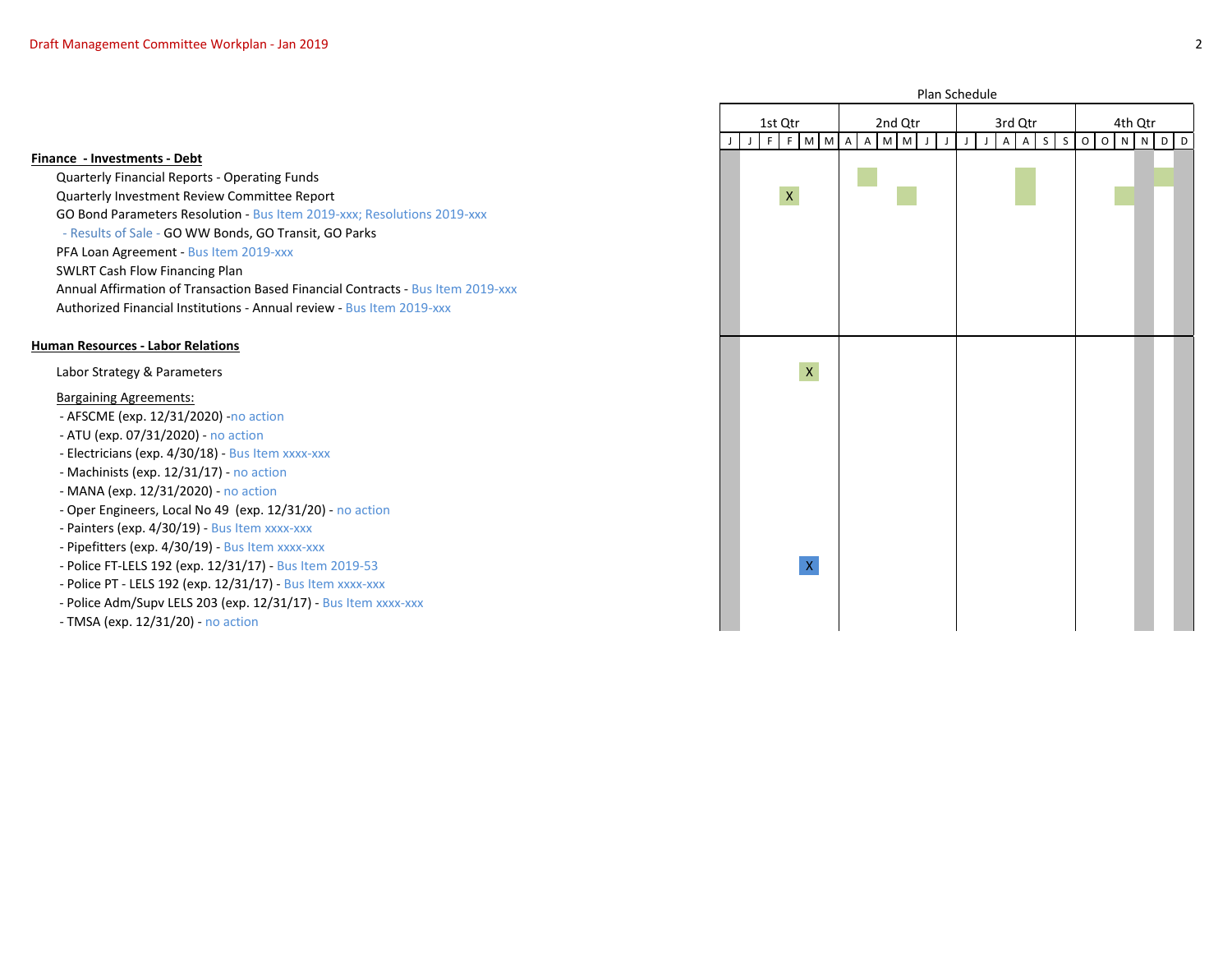| | Plan Schedule | | | | | | | | | | | | | | | | | | | | | | | |
|---|---|---|---|---|---|---|---|---|---|---|---|---|---|---|---|---|---|---|---|---|---|---|---|---|
| | 1st Qtr | | | | | | 2nd Qtr | | | | | | 3rd Qtr | | | | | | 4th Qtr | | | | | |
| | J | J | F | F | M | M | A | A | M | M | J | J | J | J | A | A | S | S | O | O | N | N | D | D |
| **Finance - Investments - Debt** | | | | | | | | | | | | | | | | | | | | | | | | |
| Quarterly Financial Reports - Operating Funds | | | | | | | | ■ | | | | | | | | ■ | | | | | | | ■ | |
| Quarterly Investment Review Committee Report | | | | X | | | | | | ■ | | | | | | ■ | | | | | ■ | | | |
| GO Bond Parameters Resolution - Bus Item 2019-xxx; Resolutions 2019-xxx | | | | | | | | | | | | | | | | | | | | | | | | |
| - Results of Sale - GO WW Bonds, GO Transit, GO Parks | | | | | | | | | | | | | | | | | | | | | | | | |
| PFA Loan Agreement - Bus Item 2019-xxx | | | | | | | | | | | | | | | | | | | | | | | | |
| SWLRT Cash Flow Financing Plan | | | | | | | | | | | | | | | | | | | | | | | | |
| Annual Affirmation of Transaction Based Financial Contracts - Bus Item 2019-xxx | | | | | | | | | | | | | | | | | | | | | | | | |
| Authorized Financial Institutions - Annual review - Bus Item 2019-xxx | | | | | | | | | | | | | | | | | | | | | | | | |
| **Human Resources - Labor Relations** | | | | | | | | | | | | | | | | | | | | | | | | |
| Labor Strategy & Parameters | | | | | X | | | | | | | | | | | | | | | | | | | |
| Bargaining Agreements: | | | | | | | | | | | | | | | | | | | | | | | | |
| - AFSCME (exp. 12/31/2020) -no action | | | | | | | | | | | | | | | | | | | | | | | | |
| - ATU (exp. 07/31/2020) - no action | | | | | | | | | | | | | | | | | | | | | | | | |
| - Electricians (exp. 4/30/18) - Bus Item xxxx-xxx | | | | | | | | | | | | | | | | | | | | | | | | |
| - Machinists (exp. 12/31/17) - no action | | | | | | | | | | | | | | | | | | | | | | | | |
| - MANA (exp. 12/31/2020) - no action | | | | | | | | | | | | | | | | | | | | | | | | |
| - Oper Engineers, Local No 49 (exp. 12/31/20) - no action | | | | | | | | | | | | | | | | | | | | | | | | |
| - Painters (exp. 4/30/19) - Bus Item xxxx-xxx | | | | | | | | | | | | | | | | | | | | | | | | |
| - Pipefitters (exp. 4/30/19) - Bus Item xxxx-xxx | | | | | | | | | | | | | | | | | | | | | | | | |
| - Police FT-LELS 192 (exp. 12/31/17) - Bus Item 2019-53 | | | | | X | | | | | | | | | | | | | | | | | | | |
| - Police PT - LELS 192 (exp. 12/31/17) - Bus Item xxxx-xxx | | | | | | | | | | | | | | | | | | | | | | | | |
| - Police Adm/Supv LELS 203 (exp. 12/31/17) - Bus Item xxxx-xxx | | | | | | | | | | | | | | | | | | | | | | | | |
| - TMSA (exp. 12/31/20) - no action | | | | | | | | | | | | | | | | | | | | | | | | |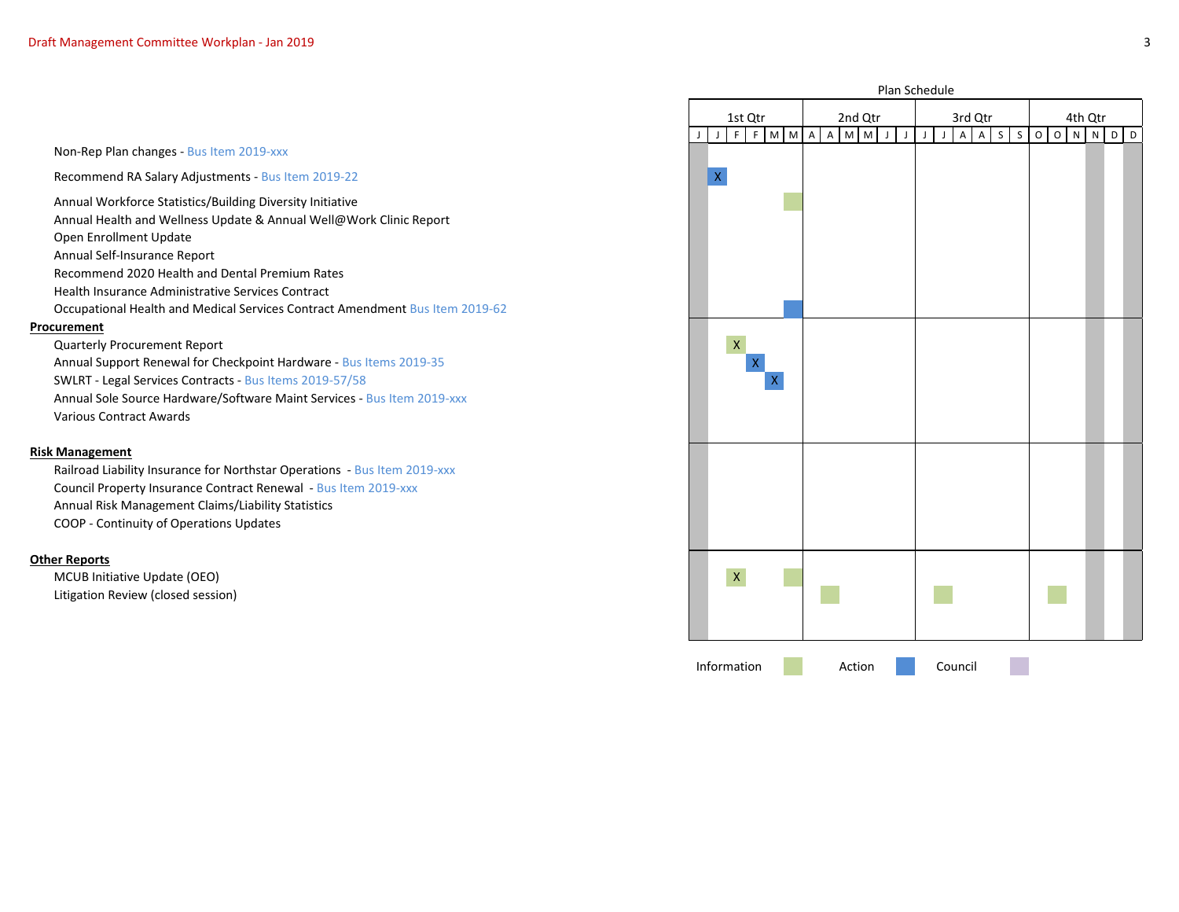Non-Rep Plan changes - Bus Item 2019-xxx

Recommend RA Salary Adjustments - Bus Item 2019-22

Annual Workforce Statistics/Building Diversity Initiative
Annual Health and Wellness Update & Annual Well@Work Clinic Report
Open Enrollment Update
Annual Self-Insurance Report
Recommend 2020 Health and Dental Premium Rates
Health Insurance Administrative Services Contract
Occupational Health and Medical Services Contract Amendment Bus Item 2019-62

**Procurement**

Quarterly Procurement Report
Annual Support Renewal for Checkpoint Hardware - Bus Items 2019-35
SWLRT - Legal Services Contracts - Bus Items 2019-57/58
Annual Sole Source Hardware/Software Maint Services - Bus Item 2019-xxx
Various Contract Awards

**Risk Management**

Railroad Liability Insurance for Northstar Operations - Bus Item 2019-xxx
Council Property Insurance Contract Renewal - Bus Item 2019-xxx
Annual Risk Management Claims/Liability Statistics
COOP - Continuity of Operations Updates

**Other Reports**

MCUB Initiative Update (OEO)
Litigation Review (closed session)

Plan Schedule

1st Qtr
2nd Qtr
3rd Qtr
4th Qtr

J J F F M M A A M M J J J J A A S S O O N N D D

X
X
X
X
X

Information
Action
Council